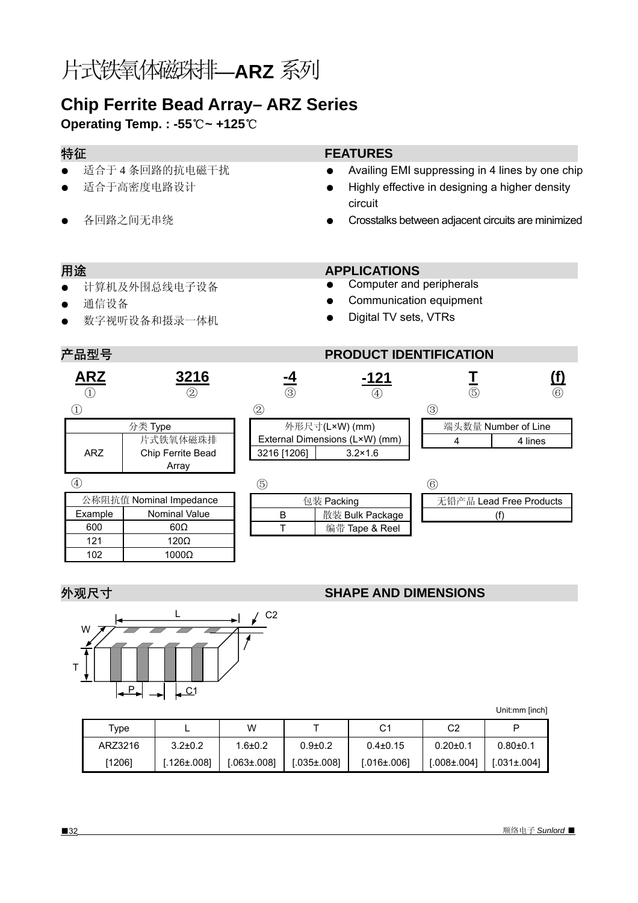# 片式铁氧体磁珠排—ARZ 系列

## Chip Ferrite Bead Array– ARZ Series

**Operating Temp. : -55℃~ +125℃**

## 特征

- 适合于 4 条回路的抗电磁干扰
- 适合于高密度电路设计
- 各回路之间无串绕

## FEATURES

- Availing EMI suppressing in 4 lines by one chip
- Highly effective in designing a higher density circuit
- Crosstalks between adjacent circuits are minimized

## 用途

- 计算机及外围总线电子设备
- 通信设备
- 数字视听设备和摄录一体机

## APPLICATIONS

- Computer and peripherals
- Communication equipment
- Digital TV sets, VTRs

## 产品型号 PRODUCT IDENTIFICATION

| **ARZ** | **3216** | **-4** | **-121** | **T** | **(f)** |
|---|---|---|---|---|---|
| ① | ② | ③ | ④ | ⑤ | ⑥ |

①

| 分类 Type | |
|---|---|
| ARZ | 片式铁氧体磁珠排 Chip Ferrite Bead Array |

②

| 外形尺寸(L×W) (mm) External Dimensions (L×W) (mm) | |
|---|---|
| 3216 [1206] | 3.2×1.6 |

③

| 端头数量 Number of Line | |
|---|---|
| 4 | 4 lines |

④

| 公称阻抗值 Nominal Impedance | |
|---|---|
| Example | Nominal Value |
| 600 | 60Ω |
| 121 | 120Ω |
| 102 | 1000Ω |

⑤

| 包装 Packing | |
|---|---|
| B | 散装 Bulk Package |
| T | 编带 Tape & Reel |

⑥

| 无铅产品 Lead Free Products |
|---|
| (f) |

## 外观尺寸 SHAPE AND DIMENSIONS

Unit:mm [inch]

| Type | L | W | T | C1 | C2 | P |
|---|---|---|---|---|---|---|
| ARZ3216 [1206] | 3.2±0.2 [.126±.008] | 1.6±0.2 [.063±.008] | 0.9±0.2 [.035±.008] | 0.4±0.15 [.016±.006] | 0.20±0.1 [.008±.004] | 0.80±0.1 [.031±.004] |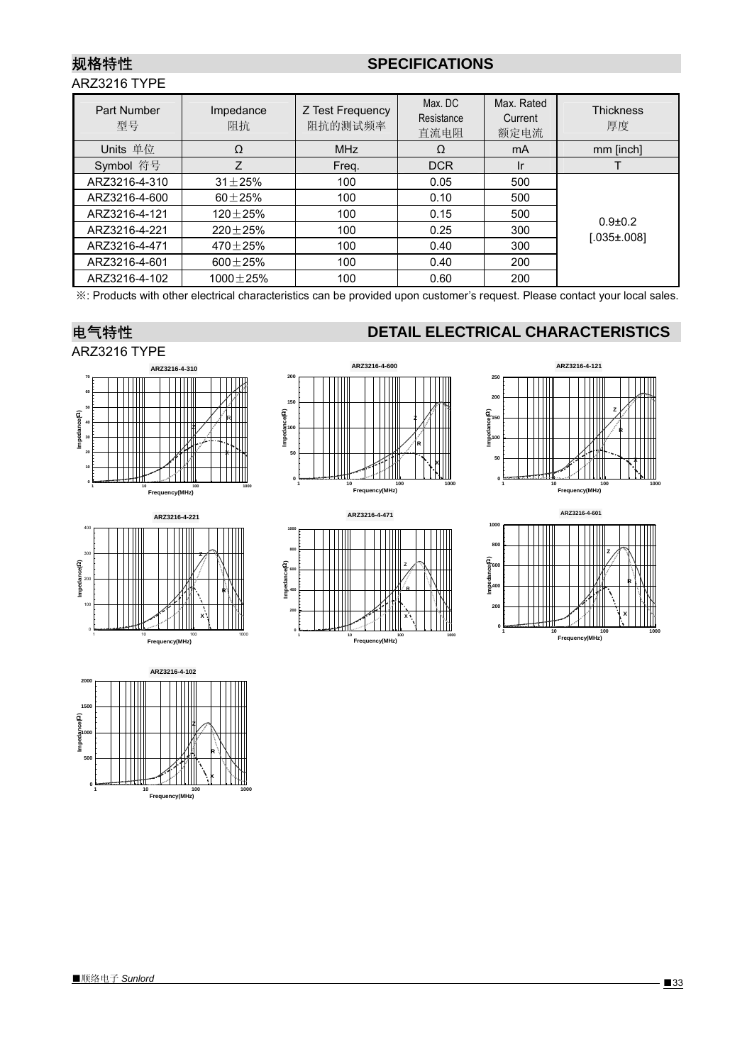## 规格特性 SPECIFICATIONS

ARZ3216 TYPE

| Part Number 型号 | Impedance 阻抗 | Z Test Frequency 阻抗的测试频率 | Max. DC Resistance 直流电阻 | Max. Rated Current 额定电流 | Thickness 厚度 |
|---|---|---|---|---|---|
| Units 单位 | Ω | MHz | Ω | mA | mm [inch] |
| Symbol 符号 | Z | Freq. | DCR | Ir | T |
| ARZ3216-4-310 | 31±25% | 100 | 0.05 | 500 | 0.9±0.2 [.035±.008] |
| ARZ3216-4-600 | 60±25% | 100 | 0.10 | 500 | |
| ARZ3216-4-121 | 120±25% | 100 | 0.15 | 500 | |
| ARZ3216-4-221 | 220±25% | 100 | 0.25 | 300 | |
| ARZ3216-4-471 | 470±25% | 100 | 0.40 | 300 | |
| ARZ3216-4-601 | 600±25% | 100 | 0.40 | 200 | |
| ARZ3216-4-102 | 1000±25% | 100 | 0.60 | 200 | |

※: Products with other electrical characteristics can be provided upon customer's request. Please contact your local sales.

## 电气特性 DETAIL ELECTRICAL CHARACTERISTICS

ARZ3216 TYPE

ARZ3216-4-310
Impedance(Ω)
0 10 20 30 40 50 60 70
Z R X
1 10 100 1000
Frequency(MHz)

ARZ3216-4-600
Impedance(Ω)
0 50 100 150 200
Z R X
1 10 100 1000
Frequency(MHz)

ARZ3216-4-121
Impedance(Ω)
0 50 100 150 200 250
Z R X
1 10 100 1000
Frequency(MHz)

ARZ3216-4-221
Impedance(Ω)
0 100 200 300 400
Z R X
1 10 100 1000
Frequency(MHz)

ARZ3216-4-471
Impedance(Ω)
0 200 400 600 800 1000
Z R X
1 10 100 1000
Frequency(MHz)

ARZ3216-4-601
Impedance(Ω)
0 200 400 600 800 1000
Z R X
1 10 100 1000
Frequency(MHz)

ARZ3216-4-102
Impedance(Ω)
0 500 1000 1500 2000
Z R X
1 10 100 1000
Frequency(MHz)